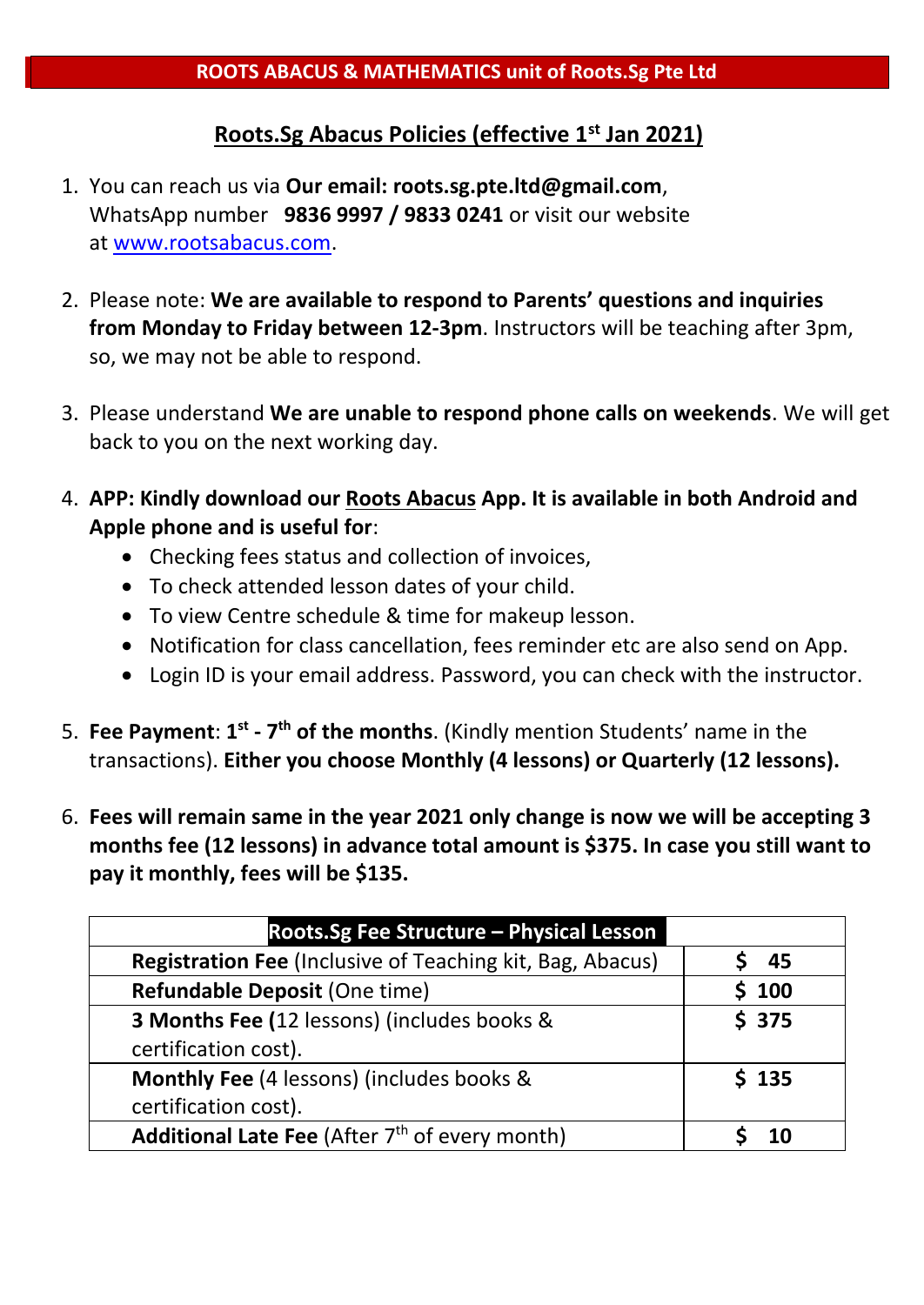**ROOTS ABACUS & MATHEMATICS unit of Roots.Sg Pte Ltd**

## Roots.Sg Abacus Policies (effective 1st Jan 2021)

1. You can reach us via **Our email: roots.sg.pte.ltd@gmail.com**, WhatsApp number **9836 9997 / 9833 0241** or visit our website at www.rootsabacus.com.

2. Please note: **We are available to respond to Parents' questions and inquiries from Monday to Friday between 12-3pm**. Instructors will be teaching after 3pm, so, we may not be able to respond.

3. Please understand **We are unable to respond phone calls on weekends**. We will get back to you on the next working day.

4. **APP: Kindly download our Roots Abacus App. It is available in both Android and Apple phone and is useful for**:
   - Checking fees status and collection of invoices,
   - To check attended lesson dates of your child.
   - To view Centre schedule & time for makeup lesson.
   - Notification for class cancellation, fees reminder etc are also send on App.
   - Login ID is your email address. Password, you can check with the instructor.

5. **Fee Payment**: **1st - 7th of the months**. (Kindly mention Students' name in the transactions). **Either you choose Monthly (4 lessons) or Quarterly (12 lessons).**

6. **Fees will remain same in the year 2021 only change is now we will be accepting 3 months fee (12 lessons) in advance total amount is $375. In case you still want to pay it monthly, fees will be $135.**

| Roots.Sg Fee Structure – Physical Lesson | |
|---|---|
| **Registration Fee** (Inclusive of Teaching kit, Bag, Abacus) | $ 45 |
| **Refundable Deposit** (One time) | $ 100 |
| **3 Months Fee (**12 lessons) (includes books & certification cost). | $ 375 |
| **Monthly Fee** (4 lessons) (includes books & certification cost). | $ 135 |
| **Additional Late Fee** (After 7th of every month) | $ 10 |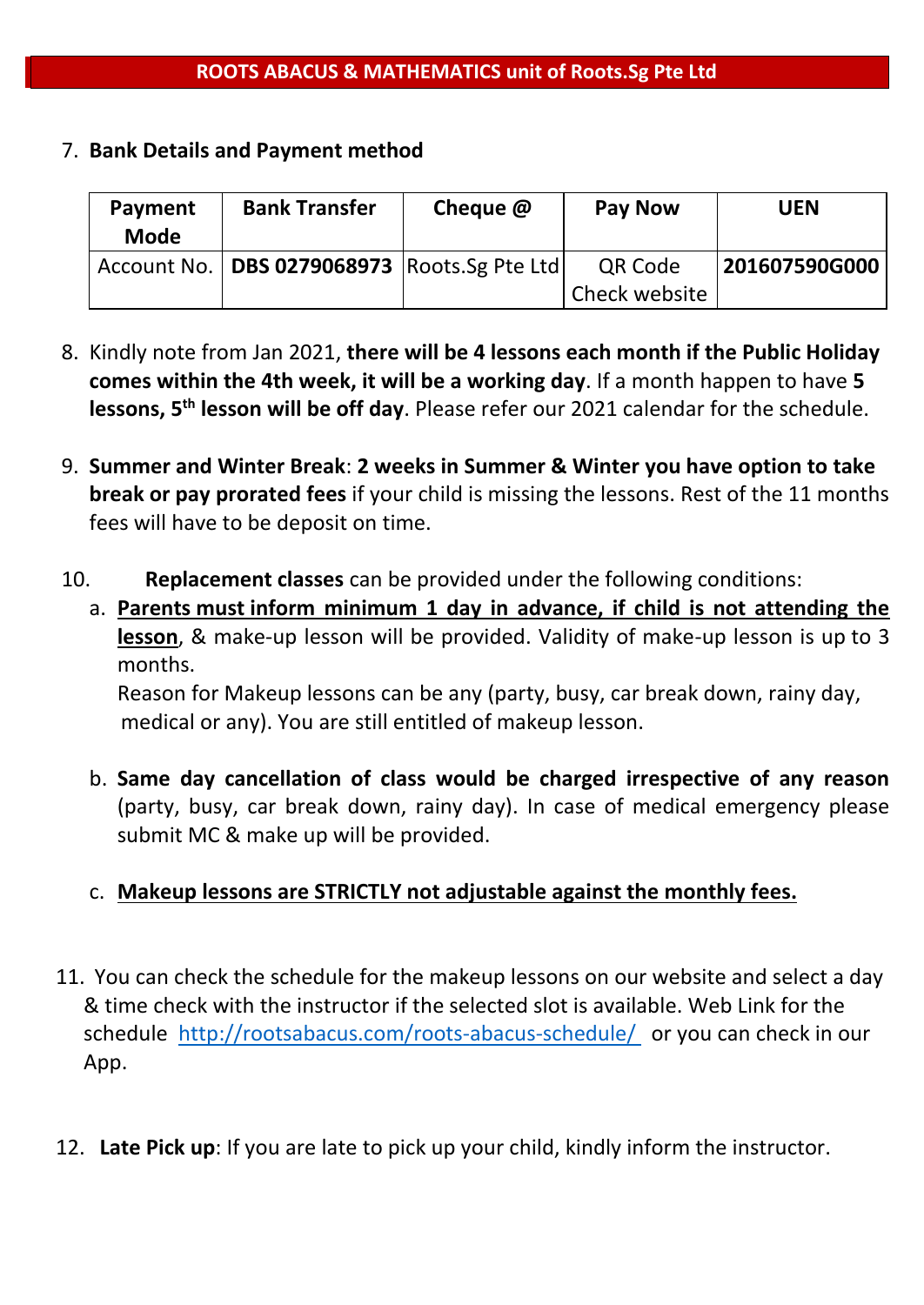**ROOTS ABACUS & MATHEMATICS unit of Roots.Sg Pte Ltd**

7. **Bank Details and Payment method**

| Payment Mode | Bank Transfer | Cheque @ | Pay Now | UEN |
|---|---|---|---|---|
| Account No. | **DBS 0279068973** | Roots.Sg Pte Ltd | QR Code Check website | **201607590G000** |

8. Kindly note from Jan 2021, **there will be 4 lessons each month if the Public Holiday comes within the 4th week, it will be a working day**. If a month happen to have **5 lessons, 5th lesson will be off day**. Please refer our 2021 calendar for the schedule.

9. **Summer and Winter Break**: **2 weeks in Summer & Winter you have option to take break or pay prorated fees** if your child is missing the lessons. Rest of the 11 months fees will have to be deposit on time.

10. **Replacement classes** can be provided under the following conditions:

    a. **Parents must inform minimum 1 day in advance, if child is not attending the lesson**, & make-up lesson will be provided. Validity of make-up lesson is up to 3 months.
    Reason for Makeup lessons can be any (party, busy, car break down, rainy day, medical or any). You are still entitled of makeup lesson.

    b. **Same day cancellation of class would be charged irrespective of any reason** (party, busy, car break down, rainy day). In case of medical emergency please submit MC & make up will be provided.

    c. **Makeup lessons are STRICTLY not adjustable against the monthly fees.**

11. You can check the schedule for the makeup lessons on our website and select a day & time check with the instructor if the selected slot is available. Web Link for the schedule http://rootsabacus.com/roots-abacus-schedule/ or you can check in our App.

12. **Late Pick up**: If you are late to pick up your child, kindly inform the instructor.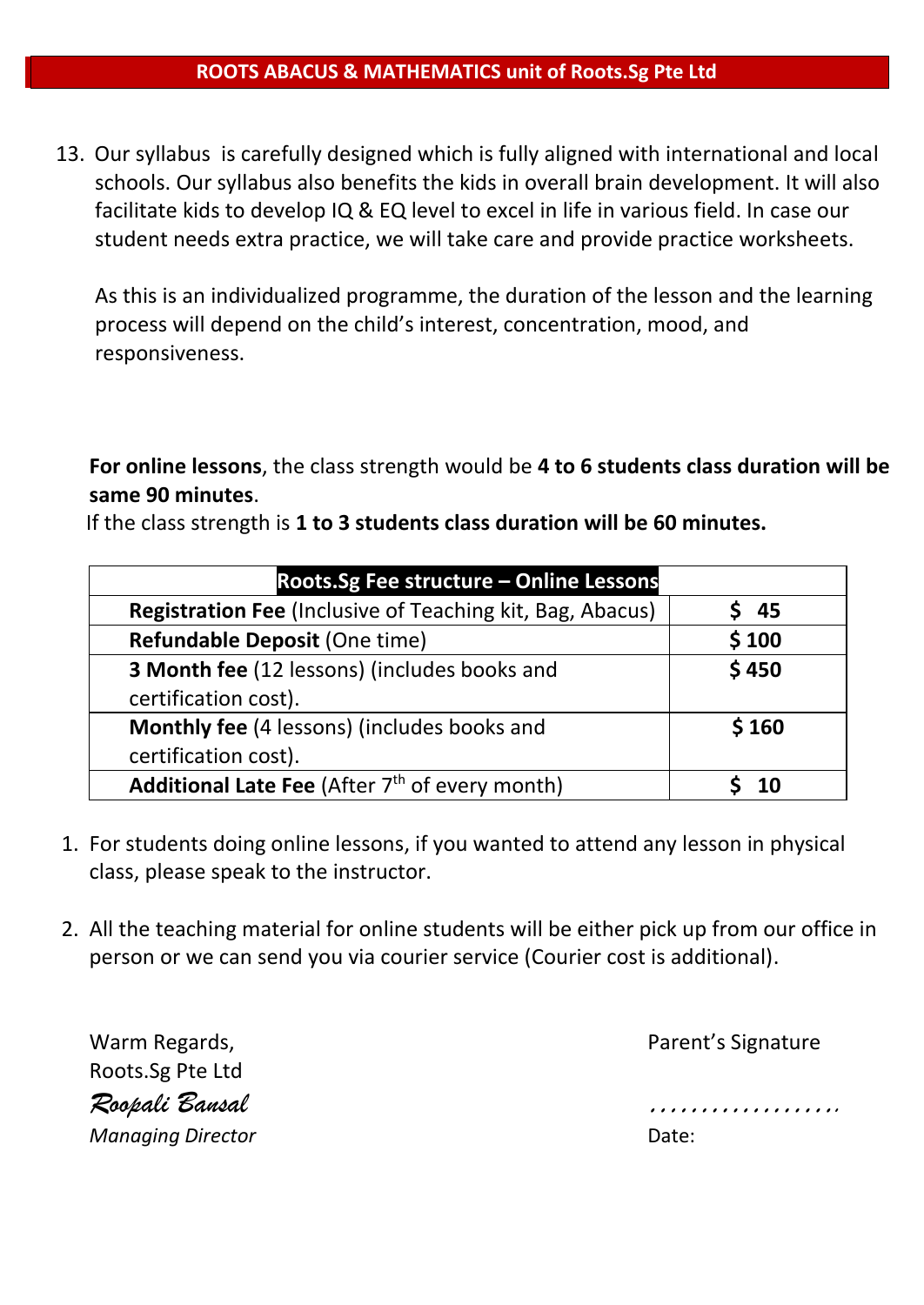**ROOTS ABACUS & MATHEMATICS unit of Roots.Sg Pte Ltd**

13. Our syllabus is carefully designed which is fully aligned with international and local schools. Our syllabus also benefits the kids in overall brain development. It will also facilitate kids to develop IQ & EQ level to excel in life in various field. In case our student needs extra practice, we will take care and provide practice worksheets.

    As this is an individualized programme, the duration of the lesson and the learning process will depend on the child's interest, concentration, mood, and responsiveness.

**For online lessons**, the class strength would be **4 to 6 students class duration will be same 90 minutes**.
If the class strength is **1 to 3 students class duration will be 60 minutes.**

| **Roots.Sg Fee structure – Online Lessons** | |
|---|---|
| **Registration Fee** (Inclusive of Teaching kit, Bag, Abacus) | **$ 45** |
| **Refundable Deposit** (One time) | **$ 100** |
| **3 Month fee** (12 lessons) (includes books and certification cost). | **$ 450** |
| **Monthly fee** (4 lessons) (includes books and certification cost). | **$ 160** |
| **Additional Late Fee** (After 7th of every month) | **$ 10** |

1. For students doing online lessons, if you wanted to attend any lesson in physical class, please speak to the instructor.

2. All the teaching material for online students will be either pick up from our office in person or we can send you via courier service (Courier cost is additional).

Warm Regards,
Roots.Sg Pte Ltd
*Roopali Bansal*
*Managing Director*

Parent's Signature

…………………

Date: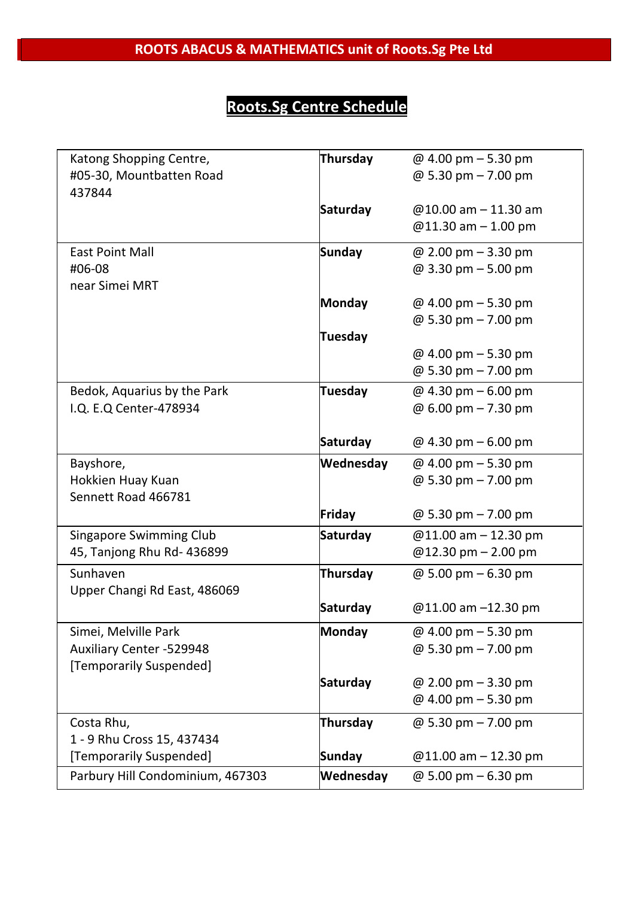**ROOTS ABACUS & MATHEMATICS unit of Roots.Sg Pte Ltd**

# Roots.Sg Centre Schedule

| | | |
|---|---|---|
| Katong Shopping Centre,<br>#05-30, Mountbatten Road<br>437844 | **Thursday** | @ 4.00 pm – 5.30 pm<br>@ 5.30 pm – 7.00 pm |
| | **Saturday** | @10.00 am – 11.30 am<br>@11.30 am – 1.00 pm |
| East Point Mall<br>#06-08<br>near Simei MRT | **Sunday** | @ 2.00 pm – 3.30 pm<br>@ 3.30 pm – 5.00 pm |
| | **Monday** | @ 4.00 pm – 5.30 pm<br>@ 5.30 pm – 7.00 pm |
| | **Tuesday** | @ 4.00 pm – 5.30 pm<br>@ 5.30 pm – 7.00 pm |
| Bedok, Aquarius by the Park<br>I.Q. E.Q Center-478934 | **Tuesday** | @ 4.30 pm – 6.00 pm<br>@ 6.00 pm – 7.30 pm |
| | **Saturday** | @ 4.30 pm – 6.00 pm |
| Bayshore,<br>Hokkien Huay Kuan<br>Sennett Road 466781 | **Wednesday** | @ 4.00 pm – 5.30 pm<br>@ 5.30 pm – 7.00 pm |
| | **Friday** | @ 5.30 pm – 7.00 pm |
| Singapore Swimming Club<br>45, Tanjong Rhu Rd- 436899 | **Saturday** | @11.00 am – 12.30 pm<br>@12.30 pm – 2.00 pm |
| Sunhaven<br>Upper Changi Rd East, 486069 | **Thursday** | @ 5.00 pm – 6.30 pm |
| | **Saturday** | @11.00 am –12.30 pm |
| Simei, Melville Park<br>Auxiliary Center -529948<br>[Temporarily Suspended] | **Monday** | @ 4.00 pm – 5.30 pm<br>@ 5.30 pm – 7.00 pm |
| | **Saturday** | @ 2.00 pm – 3.30 pm<br>@ 4.00 pm – 5.30 pm |
| Costa Rhu,<br>1 - 9 Rhu Cross 15, 437434<br>[Temporarily Suspended] | **Thursday** | @ 5.30 pm – 7.00 pm |
| | **Sunday** | @11.00 am – 12.30 pm |
| Parbury Hill Condominium, 467303 | **Wednesday** | @ 5.00 pm – 6.30 pm |